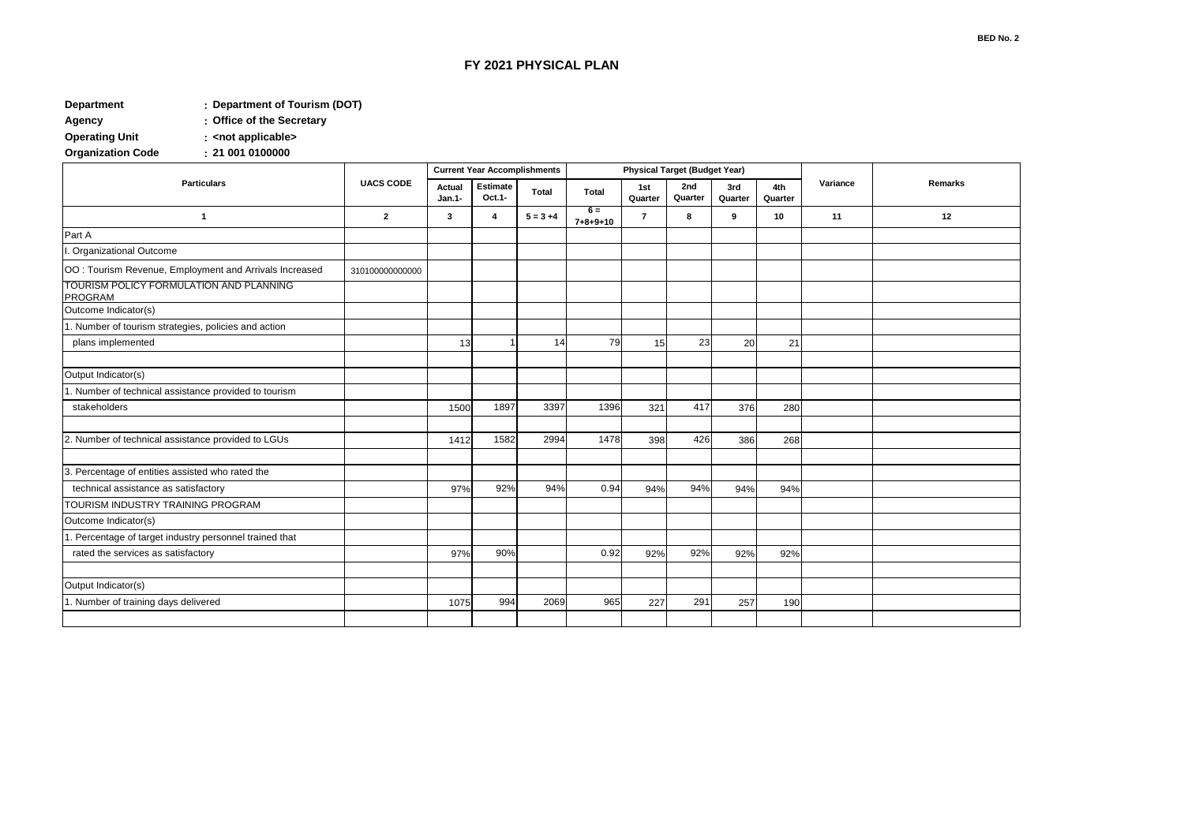BED No. 2

# FY 2021 PHYSICAL PLAN

**Department** : **Department of Tourism (DOT)**
**Agency** : **Office of the Secretary**
**Operating Unit** : **<not applicable>**
**Organization Code** : **21 001 0100000**

| Particulars | UACS CODE | Current Year Accomplishments | | | Physical Target (Budget Year) | | | | | Variance | Remarks |
|---|---|---|---|---|---|---|---|---|---|---|---|
| | | Actual Jan.1- | Estimate Oct.1- | Total | Total | 1st Quarter | 2nd Quarter | 3rd Quarter | 4th Quarter | | |
| 1 | 2 | 3 | 4 | 5 = 3 +4 | 6 = 7+8+9+10 | 7 | 8 | 9 | 10 | 11 | 12 |
| Part A | | | | | | | | | | | |
| I. Organizational Outcome | | | | | | | | | | | |
| OO : Tourism Revenue, Employment and Arrivals Increased | 310100000000000 | | | | | | | | | | |
| TOURISM POLICY FORMULATION AND PLANNING PROGRAM | | | | | | | | | | | |
| Outcome Indicator(s) | | | | | | | | | | | |
| 1. Number of tourism strategies, policies and action | | | | | | | | | | | |
| plans implemented | | 13 | 1 | 14 | 79 | 15 | 23 | 20 | 21 | | |
| | | | | | | | | | | | |
| Output Indicator(s) | | | | | | | | | | | |
| 1. Number of technical assistance provided to tourism | | | | | | | | | | | |
| stakeholders | | 1500 | 1897 | 3397 | 1396 | 321 | 417 | 376 | 280 | | |
| | | | | | | | | | | | |
| 2. Number of technical assistance provided to LGUs | | 1412 | 1582 | 2994 | 1478 | 398 | 426 | 386 | 268 | | |
| | | | | | | | | | | | |
| 3. Percentage of entities assisted who rated the | | | | | | | | | | | |
| technical assistance as satisfactory | | 97% | 92% | 94% | 0.94 | 94% | 94% | 94% | 94% | | |
| TOURISM INDUSTRY TRAINING PROGRAM | | | | | | | | | | | |
| Outcome Indicator(s) | | | | | | | | | | | |
| 1. Percentage of target industry personnel trained that | | | | | | | | | | | |
| rated the services as satisfactory | | 97% | 90% | | 0.92 | 92% | 92% | 92% | 92% | | |
| | | | | | | | | | | | |
| Output Indicator(s) | | | | | | | | | | | |
| 1. Number of training days delivered | | 1075 | 994 | 2069 | 965 | 227 | 291 | 257 | 190 | | |
| | | | | | | | | | | | |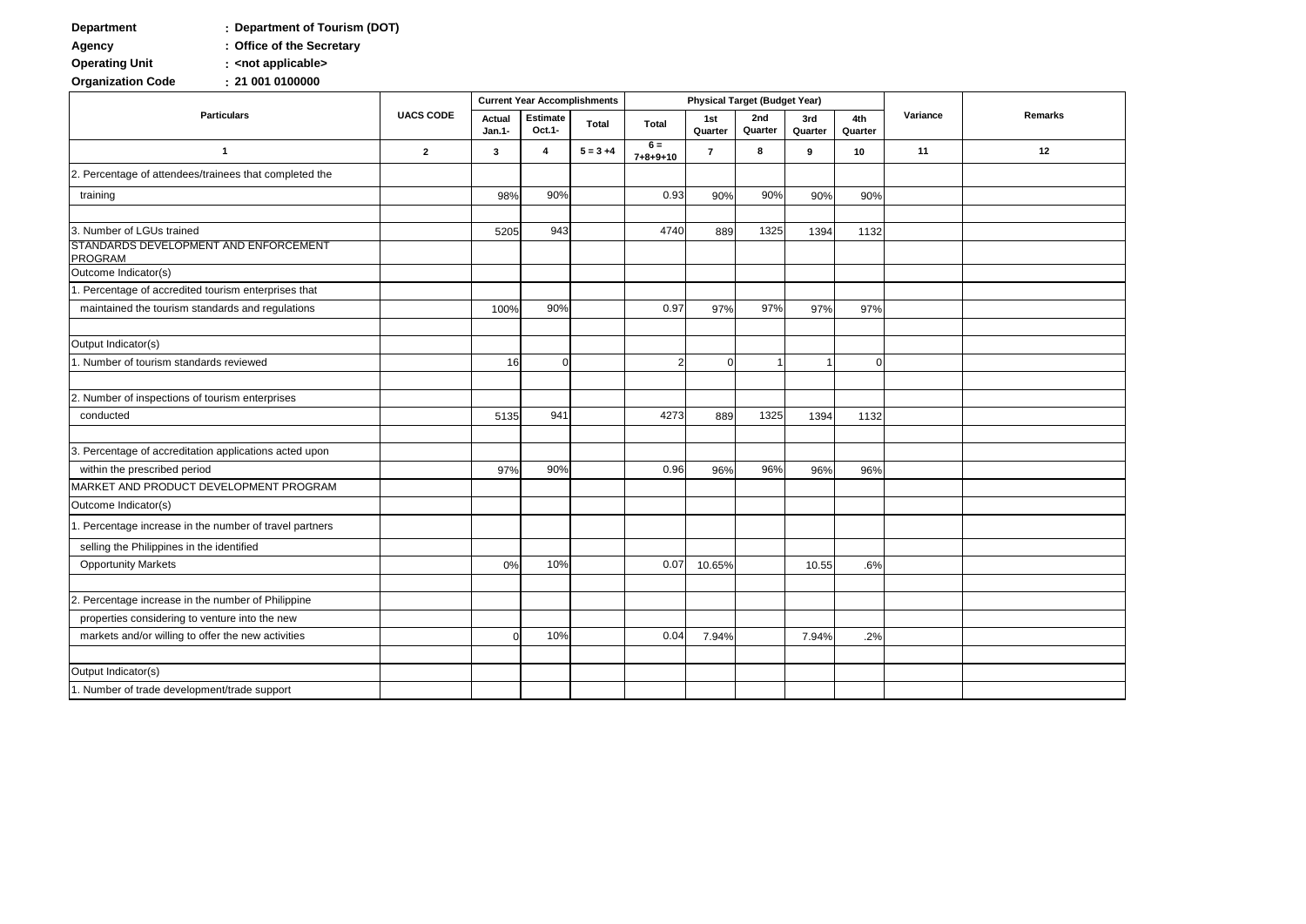**Department** : **Department of Tourism (DOT)**

**Agency** : **Office of the Secretary**

**Operating Unit** : **<not applicable>**

**Organization Code** : **21 001 0100000**

| Particulars | UACS CODE | Current Year Accomplishments | | | Physical Target (Budget Year) | | | | | Variance | Remarks |
|---|---|---|---|---|---|---|---|---|---|---|---|
| | | Actual Jan.1- | Estimate Oct.1- | Total | Total | 1st Quarter | 2nd Quarter | 3rd Quarter | 4th Quarter | | |
| 1 | 2 | 3 | 4 | 5 = 3 +4 | 6 = 7+8+9+10 | 7 | 8 | 9 | 10 | 11 | 12 |
| 2. Percentage of attendees/trainees that completed the | | | | | | | | | | | |
| training | | 98% | 90% | | 0.93 | 90% | 90% | 90% | 90% | | |
| | | | | | | | | | | | |
| 3. Number of LGUs trained | | 5205 | 943 | | 4740 | 889 | 1325 | 1394 | 1132 | | |
| STANDARDS DEVELOPMENT AND ENFORCEMENT PROGRAM | | | | | | | | | | | |
| Outcome Indicator(s) | | | | | | | | | | | |
| 1. Percentage of accredited tourism enterprises that | | | | | | | | | | | |
| maintained the tourism standards and regulations | | 100% | 90% | | 0.97 | 97% | 97% | 97% | 97% | | |
| | | | | | | | | | | | |
| Output Indicator(s) | | | | | | | | | | | |
| 1. Number of tourism standards reviewed | | 16 | 0 | | 2 | 0 | 1 | 1 | 0 | | |
| | | | | | | | | | | | |
| 2. Number of inspections of tourism enterprises | | | | | | | | | | | |
| conducted | | 5135 | 941 | | 4273 | 889 | 1325 | 1394 | 1132 | | |
| | | | | | | | | | | | |
| 3. Percentage of accreditation applications acted upon | | | | | | | | | | | |
| within the prescribed period | | 97% | 90% | | 0.96 | 96% | 96% | 96% | 96% | | |
| MARKET AND PRODUCT DEVELOPMENT PROGRAM | | | | | | | | | | | |
| Outcome Indicator(s) | | | | | | | | | | | |
| 1. Percentage increase in the number of travel partners | | | | | | | | | | | |
| selling the Philippines in the identified | | | | | | | | | | | |
| Opportunity Markets | | 0% | 10% | | 0.07 | 10.65% | | 10.55 | .6% | | |
| | | | | | | | | | | | |
| 2. Percentage increase in the number of Philippine | | | | | | | | | | | |
| properties considering to venture into the new | | | | | | | | | | | |
| markets and/or willing to offer the new activities | | 0 | 10% | | 0.04 | 7.94% | | 7.94% | .2% | | |
| | | | | | | | | | | | |
| Output Indicator(s) | | | | | | | | | | | |
| 1. Number of trade development/trade support | | | | | | | | | | | |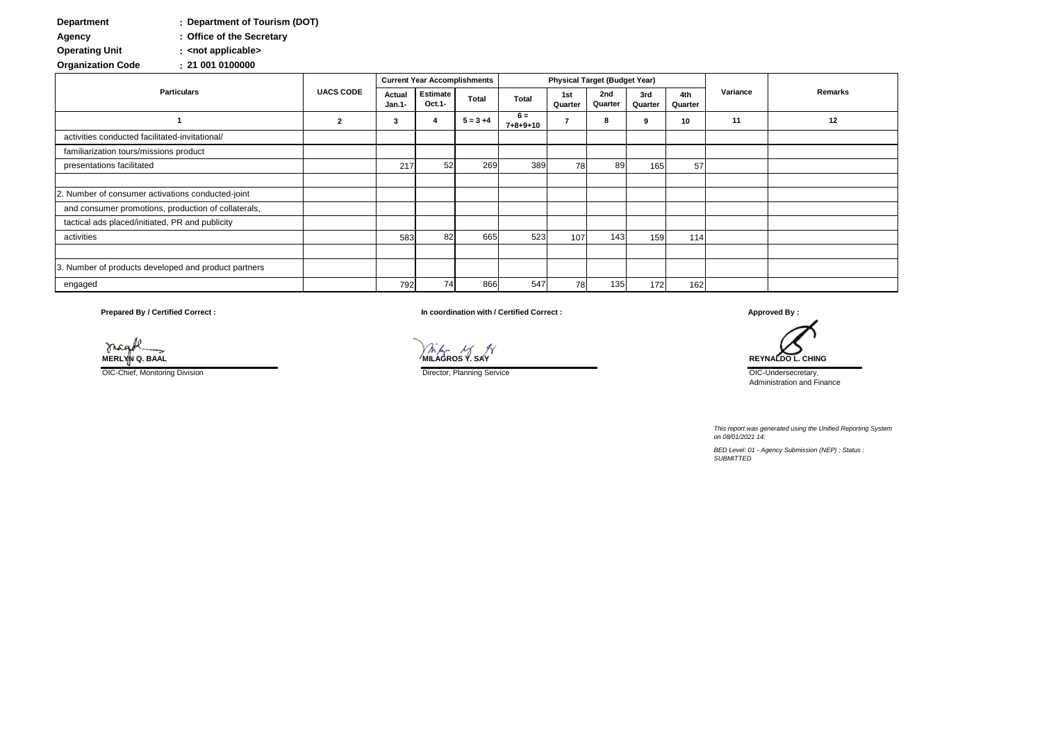**Department** : **Department of Tourism (DOT)**
**Agency** : **Office of the Secretary**
**Operating Unit** : **<not applicable>**
**Organization Code** : **21 001 0100000**

| Particulars | UACS CODE | Current Year Accomplishments | | | Physical Target (Budget Year) | | | | | Variance | Remarks |
|---|---|---|---|---|---|---|---|---|---|---|---|
| | | Actual Jan.1- | Estimate Oct.1- | Total | Total | 1st Quarter | 2nd Quarter | 3rd Quarter | 4th Quarter | | |
| 1 | 2 | 3 | 4 | 5 = 3 +4 | 6 = 7+8+9+10 | 7 | 8 | 9 | 10 | 11 | 12 |
| activities conducted facilitated-invitational/ | | | | | | | | | | | |
| familiarization tours/missions product | | | | | | | | | | | |
| presentations facilitated | | 217 | 52 | 269 | 389 | 78 | 89 | 165 | 57 | | |
| | | | | | | | | | | | |
| 2. Number of consumer activations conducted-joint | | | | | | | | | | | |
| and consumer promotions, production of collaterals, | | | | | | | | | | | |
| tactical ads placed/initiated, PR and publicity | | | | | | | | | | | |
| activities | | 583 | 82 | 665 | 523 | 107 | 143 | 159 | 114 | | |
| | | | | | | | | | | | |
| 3. Number of products developed and product partners | | | | | | | | | | | |
| engaged | | 792 | 74 | 866 | 547 | 78 | 135 | 172 | 162 | | |

**Prepared By / Certified Correct :**

**MERLYN Q. BAAL**
OIC-Chief, Monitoring Division

**In coordination with / Certified Correct :**

**MILAGROS Y. SAY**
Director, Planning Service

**Approved By :**

**REYNALDO L. CHING**
OIC-Undersecretary,
Administration and Finance

*This report was generated using the Unified Reporting System on 08/01/2021 14:*

*BED Level: 01 - Agency Submission (NEP) ; Status : SUBMITTED*